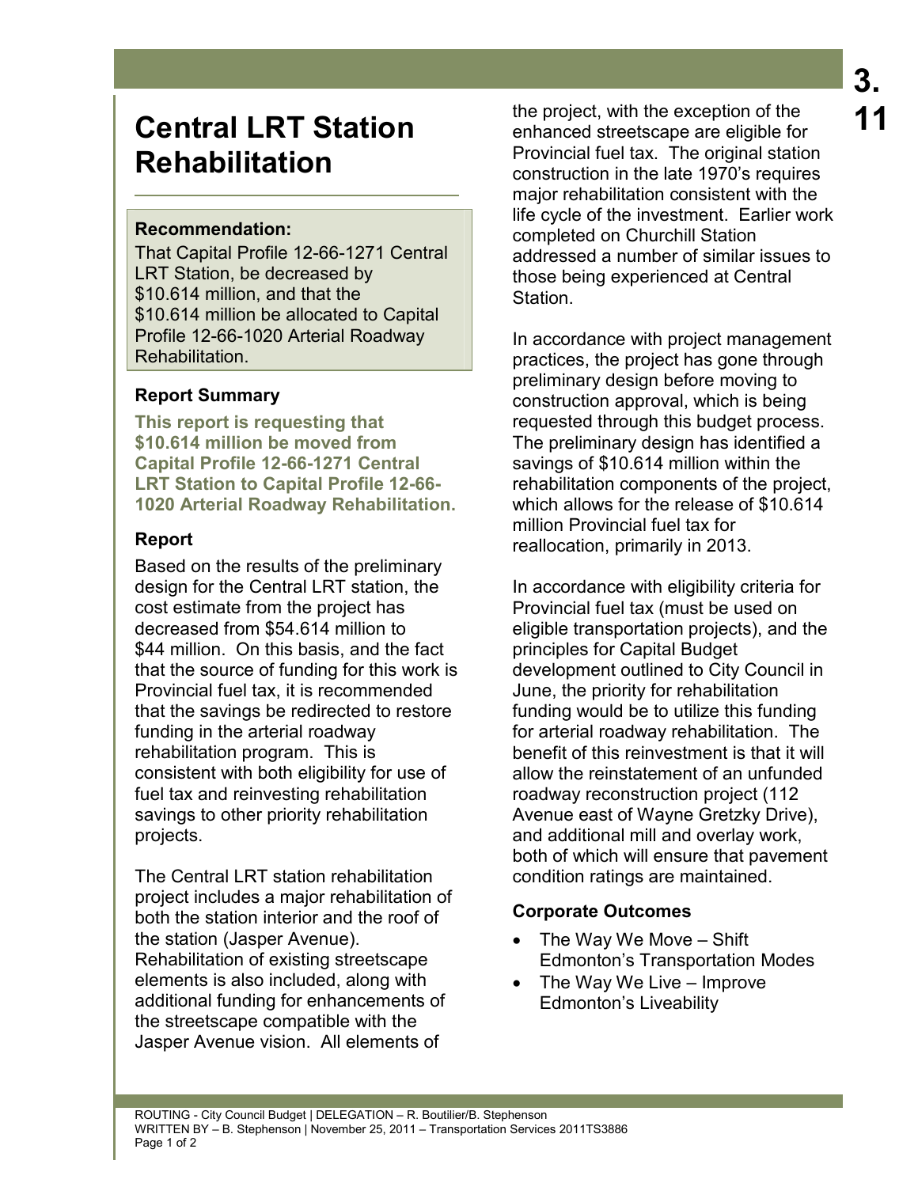# Central LRT Station Rehabilitation

**Recommendation:**

That Capital Profile 12-66-1271 Central LRT Station, be decreased by $10.614 million, and that the $10.614 million be allocated to Capital Profile 12-66-1020 Arterial Roadway Rehabilitation.

## Report Summary

**This report is requesting that $10.614 million be moved from Capital Profile 12-66-1271 Central LRT Station to Capital Profile 12-66-1020 Arterial Roadway Rehabilitation.**

## Report

Based on the results of the preliminary design for the Central LRT station, the cost estimate from the project has decreased from $54.614 million to $44 million. On this basis, and the fact that the source of funding for this work is Provincial fuel tax, it is recommended that the savings be redirected to restore funding in the arterial roadway rehabilitation program. This is consistent with both eligibility for use of fuel tax and reinvesting rehabilitation savings to other priority rehabilitation projects.

The Central LRT station rehabilitation project includes a major rehabilitation of both the station interior and the roof of the station (Jasper Avenue). Rehabilitation of existing streetscape elements is also included, along with additional funding for enhancements of the streetscape compatible with the Jasper Avenue vision. All elements of the project, with the exception of the enhanced streetscape are eligible for Provincial fuel tax. The original station construction in the late 1970's requires major rehabilitation consistent with the life cycle of the investment. Earlier work completed on Churchill Station addressed a number of similar issues to those being experienced at Central Station.

In accordance with project management practices, the project has gone through preliminary design before moving to construction approval, which is being requested through this budget process. The preliminary design has identified a savings of $10.614 million within the rehabilitation components of the project, which allows for the release of $10.614 million Provincial fuel tax for reallocation, primarily in 2013.

In accordance with eligibility criteria for Provincial fuel tax (must be used on eligible transportation projects), and the principles for Capital Budget development outlined to City Council in June, the priority for rehabilitation funding would be to utilize this funding for arterial roadway rehabilitation. The benefit of this reinvestment is that it will allow the reinstatement of an unfunded roadway reconstruction project (112 Avenue east of Wayne Gretzky Drive), and additional mill and overlay work, both of which will ensure that pavement condition ratings are maintained.

## Corporate Outcomes

- The Way We Move – Shift Edmonton's Transportation Modes
- The Way We Live – Improve Edmonton's Liveability

ROUTING - City Council Budget | DELEGATION – R. Boutilier/B. Stephenson
WRITTEN BY – B. Stephenson | November 25, 2011 – Transportation Services 2011TS3886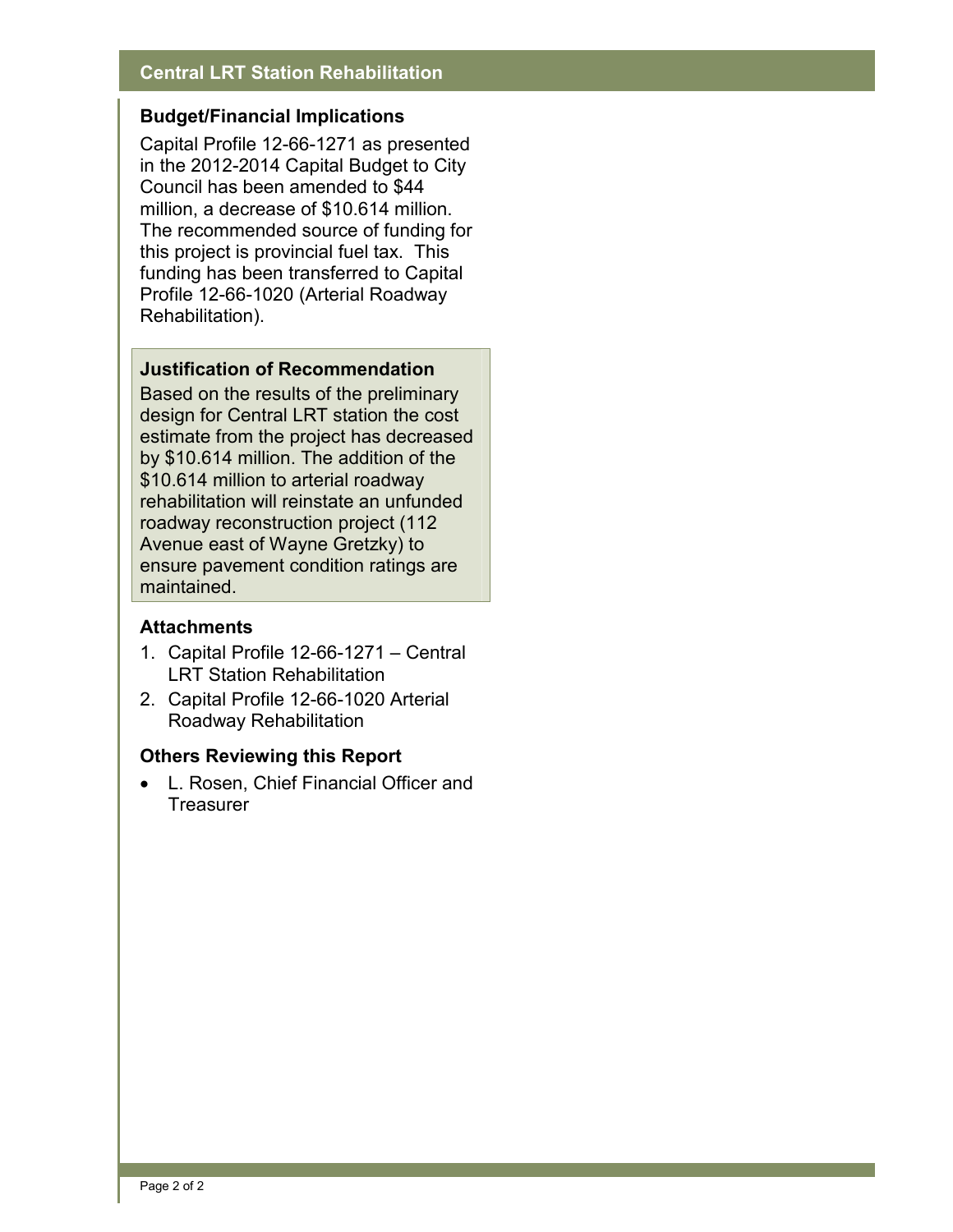## Central LRT Station Rehabilitation

### Budget/Financial Implications

Capital Profile 12-66-1271 as presented in the 2012-2014 Capital Budget to City Council has been amended to $44 million, a decrease of $10.614 million. The recommended source of funding for this project is provincial fuel tax. This funding has been transferred to Capital Profile 12-66-1020 (Arterial Roadway Rehabilitation).

### Justification of Recommendation

Based on the results of the preliminary design for Central LRT station the cost estimate from the project has decreased by $10.614 million. The addition of the $10.614 million to arterial roadway rehabilitation will reinstate an unfunded roadway reconstruction project (112 Avenue east of Wayne Gretzky) to ensure pavement condition ratings are maintained.

### Attachments

1. Capital Profile 12-66-1271 – Central LRT Station Rehabilitation
2. Capital Profile 12-66-1020 Arterial Roadway Rehabilitation

### Others Reviewing this Report

- L. Rosen, Chief Financial Officer and Treasurer